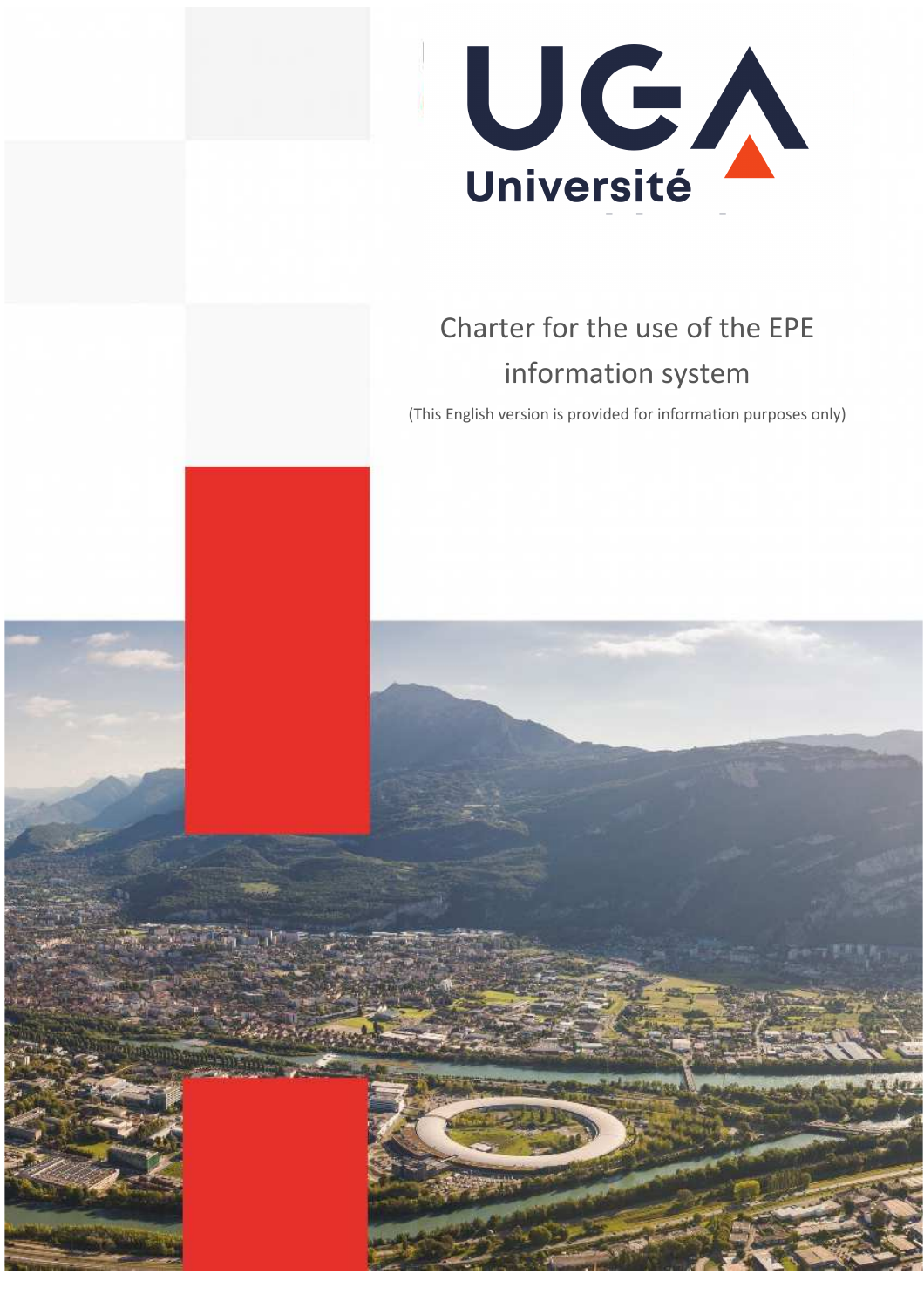UGA Université

# Charter for the use of the EPE information system

(This English version is provided for information purposes only)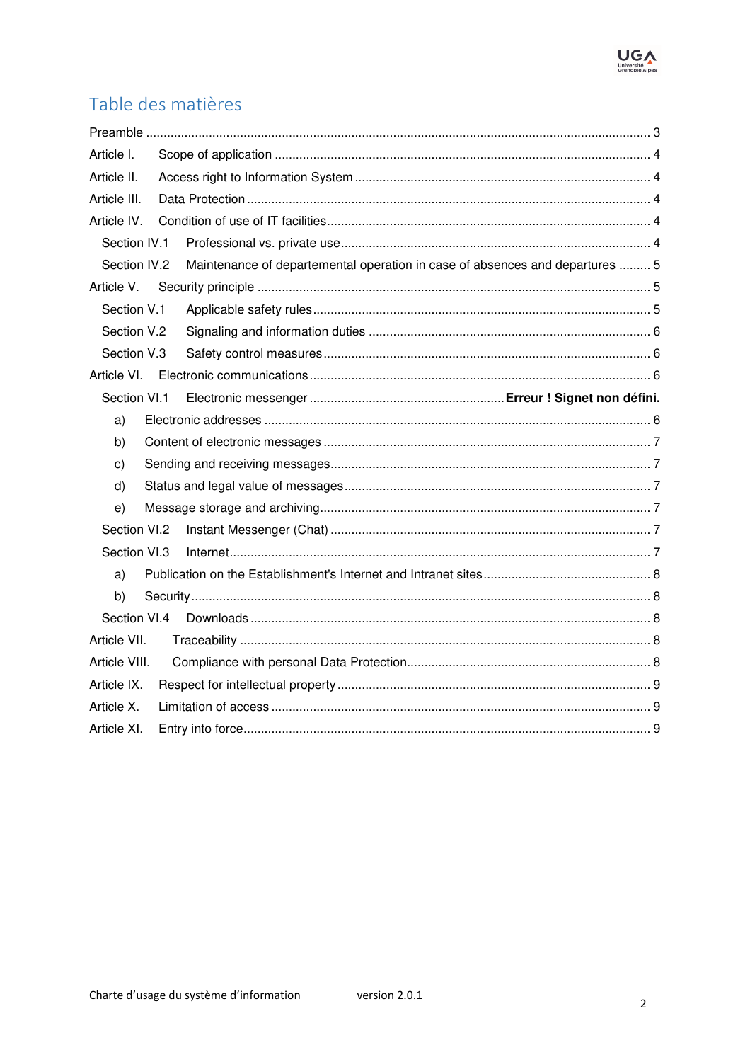# Table des matières

Preamble .......... 3

Article I. Scope of application .......... 4

Article II. Access right to Information System .......... 4

Article III. Data Protection .......... 4

Article IV. Condition of use of IT facilities .......... 4

- Section IV.1 Professional vs. private use .......... 4
- Section IV.2 Maintenance of departemental operation in case of absences and departures .......... 5

Article V. Security principle .......... 5

- Section V.1 Applicable safety rules .......... 5
- Section V.2 Signaling and information duties .......... 6
- Section V.3 Safety control measures .......... 6

Article VI. Electronic communications .......... 6

- Section VI.1 Electronic messenger .......... **Erreur ! Signet non défini.**
  - a) Electronic addresses .......... 6
  - b) Content of electronic messages .......... 7
  - c) Sending and receiving messages .......... 7
  - d) Status and legal value of messages .......... 7
  - e) Message storage and archiving .......... 7
- Section VI.2 Instant Messenger (Chat) .......... 7
- Section VI.3 Internet .......... 7
  - a) Publication on the Establishment's Internet and Intranet sites .......... 8
  - b) Security .......... 8
- Section VI.4 Downloads .......... 8

Article VII. Traceability .......... 8

Article VIII. Compliance with personal Data Protection .......... 8

Article IX. Respect for intellectual property .......... 9

Article X. Limitation of access .......... 9

Article XI. Entry into force .......... 9

Charte d'usage du système d'information version 2.0.1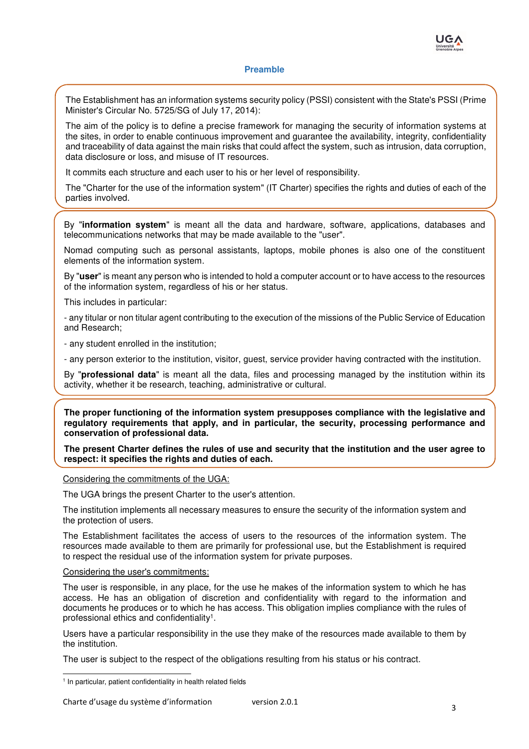## Preamble

The Establishment has an information systems security policy (PSSI) consistent with the State's PSSI (Prime Minister's Circular No. 5725/SG of July 17, 2014):

The aim of the policy is to define a precise framework for managing the security of information systems at the sites, in order to enable continuous improvement and guarantee the availability, integrity, confidentiality and traceability of data against the main risks that could affect the system, such as intrusion, data corruption, data disclosure or loss, and misuse of IT resources.

It commits each structure and each user to his or her level of responsibility.

The "Charter for the use of the information system" (IT Charter) specifies the rights and duties of each of the parties involved.

By "**information system**" is meant all the data and hardware, software, applications, databases and telecommunications networks that may be made available to the "user".

Nomad computing such as personal assistants, laptops, mobile phones is also one of the constituent elements of the information system.

By "**user**" is meant any person who is intended to hold a computer account or to have access to the resources of the information system, regardless of his or her status.

This includes in particular:

- any titular or non titular agent contributing to the execution of the missions of the Public Service of Education and Research;
- any student enrolled in the institution;
- any person exterior to the institution, visitor, guest, service provider having contracted with the institution.

By "**professional data**" is meant all the data, files and processing managed by the institution within its activity, whether it be research, teaching, administrative or cultural.

**The proper functioning of the information system presupposes compliance with the legislative and regulatory requirements that apply, and in particular, the security, processing performance and conservation of professional data.**

**The present Charter defines the rules of use and security that the institution and the user agree to respect: it specifies the rights and duties of each.**

Considering the commitments of the UGA:

The UGA brings the present Charter to the user's attention.

The institution implements all necessary measures to ensure the security of the information system and the protection of users.

The Establishment facilitates the access of users to the resources of the information system. The resources made available to them are primarily for professional use, but the Establishment is required to respect the residual use of the information system for private purposes.

Considering the user's commitments:

The user is responsible, in any place, for the use he makes of the information system to which he has access. He has an obligation of discretion and confidentiality with regard to the information and documents he produces or to which he has access. This obligation implies compliance with the rules of professional ethics and confidentiality[1].

Users have a particular responsibility in the use they make of the resources made available to them by the institution.

The user is subject to the respect of the obligations resulting from his status or his contract.

[1] In particular, patient confidentiality in health related fields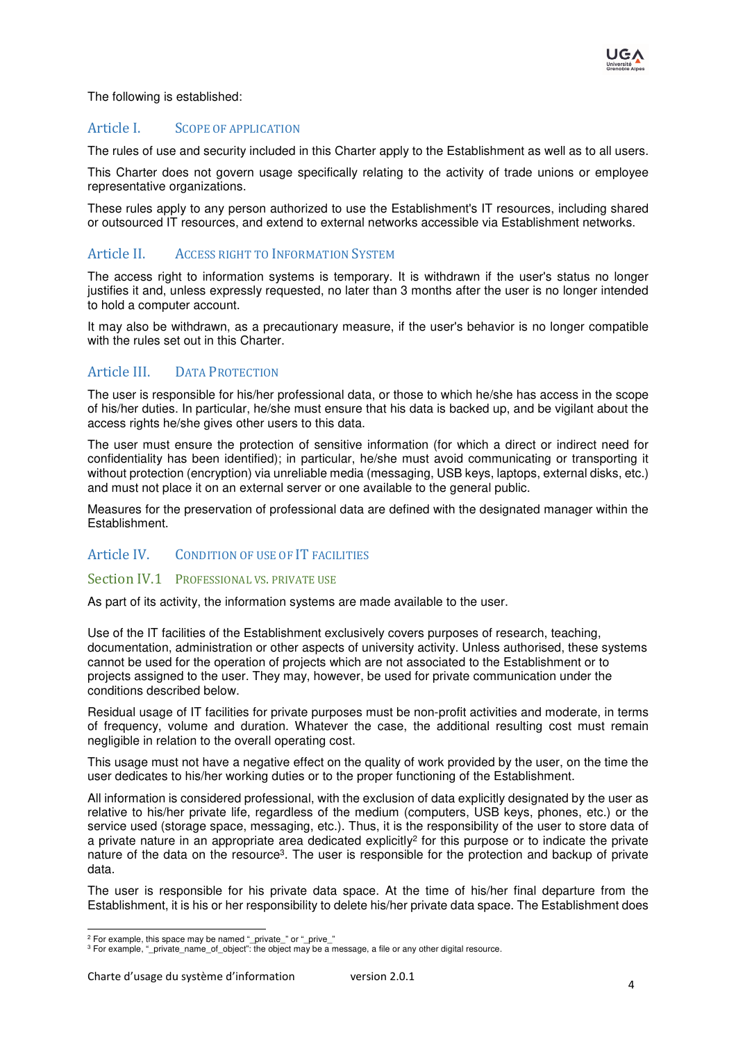The following is established:

## Article I. Scope of application

The rules of use and security included in this Charter apply to the Establishment as well as to all users.

This Charter does not govern usage specifically relating to the activity of trade unions or employee representative organizations.

These rules apply to any person authorized to use the Establishment's IT resources, including shared or outsourced IT resources, and extend to external networks accessible via Establishment networks.

## Article II. Access right to Information System

The access right to information systems is temporary. It is withdrawn if the user's status no longer justifies it and, unless expressly requested, no later than 3 months after the user is no longer intended to hold a computer account.

It may also be withdrawn, as a precautionary measure, if the user's behavior is no longer compatible with the rules set out in this Charter.

## Article III. Data Protection

The user is responsible for his/her professional data, or those to which he/she has access in the scope of his/her duties. In particular, he/she must ensure that his data is backed up, and be vigilant about the access rights he/she gives other users to this data.

The user must ensure the protection of sensitive information (for which a direct or indirect need for confidentiality has been identified); in particular, he/she must avoid communicating or transporting it without protection (encryption) via unreliable media (messaging, USB keys, laptops, external disks, etc.) and must not place it on an external server or one available to the general public.

Measures for the preservation of professional data are defined with the designated manager within the Establishment.

## Article IV. Condition of use of IT facilities

### Section IV.1 Professional vs. private use

As part of its activity, the information systems are made available to the user.

Use of the IT facilities of the Establishment exclusively covers purposes of research, teaching, documentation, administration or other aspects of university activity. Unless authorised, these systems cannot be used for the operation of projects which are not associated to the Establishment or to projects assigned to the user. They may, however, be used for private communication under the conditions described below.

Residual usage of IT facilities for private purposes must be non-profit activities and moderate, in terms of frequency, volume and duration. Whatever the case, the additional resulting cost must remain negligible in relation to the overall operating cost.

This usage must not have a negative effect on the quality of work provided by the user, on the time the user dedicates to his/her working duties or to the proper functioning of the Establishment.

All information is considered professional, with the exclusion of data explicitly designated by the user as relative to his/her private life, regardless of the medium (computers, USB keys, phones, etc.) or the service used (storage space, messaging, etc.). Thus, it is the responsibility of the user to store data of a private nature in an appropriate area dedicated explicitly[2] for this purpose or to indicate the private nature of the data on the resource[3]. The user is responsible for the protection and backup of private data.

The user is responsible for his private data space. At the time of his/her final departure from the Establishment, it is his or her responsibility to delete his/her private data space. The Establishment does

---

[2] For example, this space may be named "_private_" or "_prive_"

[3] For example, "_private_name_of_object": the object may be a message, a file or any other digital resource.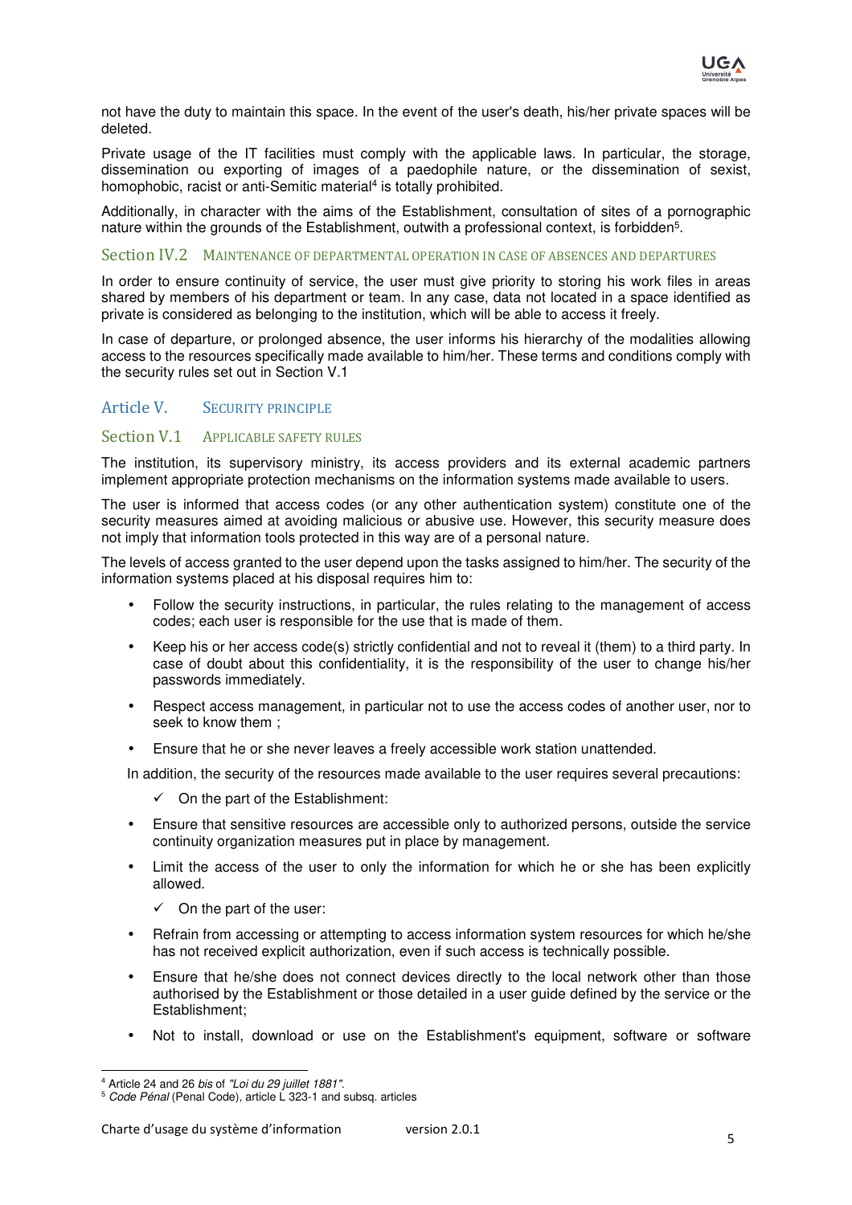not have the duty to maintain this space. In the event of the user's death, his/her private spaces will be deleted.

Private usage of the IT facilities must comply with the applicable laws. In particular, the storage, dissemination ou exporting of images of a paedophile nature, or the dissemination of sexist, homophobic, racist or anti-Semitic material[4] is totally prohibited.

Additionally, in character with the aims of the Establishment, consultation of sites of a pornographic nature within the grounds of the Establishment, outwith a professional context, is forbidden[5].

### Section IV.2 Maintenance of departmental operation in case of absences and departures

In order to ensure continuity of service, the user must give priority to storing his work files in areas shared by members of his department or team. In any case, data not located in a space identified as private is considered as belonging to the institution, which will be able to access it freely.

In case of departure, or prolonged absence, the user informs his hierarchy of the modalities allowing access to the resources specifically made available to him/her. These terms and conditions comply with the security rules set out in Section V.1

## Article V. Security principle

### Section V.1 Applicable safety rules

The institution, its supervisory ministry, its access providers and its external academic partners implement appropriate protection mechanisms on the information systems made available to users.

The user is informed that access codes (or any other authentication system) constitute one of the security measures aimed at avoiding malicious or abusive use. However, this security measure does not imply that information tools protected in this way are of a personal nature.

The levels of access granted to the user depend upon the tasks assigned to him/her. The security of the information systems placed at his disposal requires him to:

- Follow the security instructions, in particular, the rules relating to the management of access codes; each user is responsible for the use that is made of them.
- Keep his or her access code(s) strictly confidential and not to reveal it (them) to a third party. In case of doubt about this confidentiality, it is the responsibility of the user to change his/her passwords immediately.
- Respect access management, in particular not to use the access codes of another user, nor to seek to know them ;
- Ensure that he or she never leaves a freely accessible work station unattended.

In addition, the security of the resources made available to the user requires several precautions:

✓ On the part of the Establishment:

- Ensure that sensitive resources are accessible only to authorized persons, outside the service continuity organization measures put in place by management.
- Limit the access of the user to only the information for which he or she has been explicitly allowed.

✓ On the part of the user:

- Refrain from accessing or attempting to access information system resources for which he/she has not received explicit authorization, even if such access is technically possible.
- Ensure that he/she does not connect devices directly to the local network other than those authorised by the Establishment or those detailed in a user guide defined by the service or the Establishment;
- Not to install, download or use on the Establishment's equipment, software or software

---

[4] Article 24 and 26 *bis* of *"Loi du 29 juillet 1881"*.

[5] *Code Pénal* (Penal Code), article L 323-1 and subsq. articles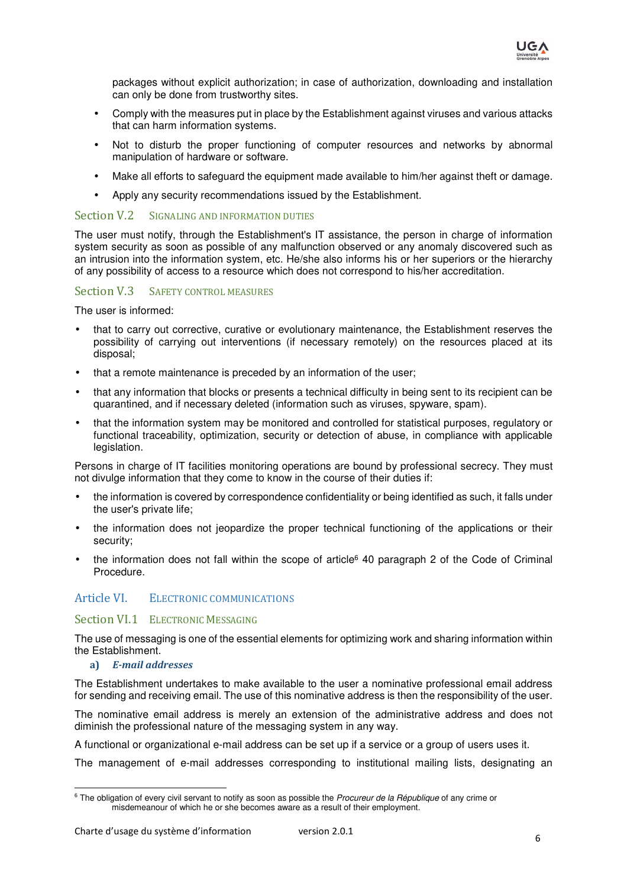packages without explicit authorization; in case of authorization, downloading and installation can only be done from trustworthy sites.

- Comply with the measures put in place by the Establishment against viruses and various attacks that can harm information systems.
- Not to disturb the proper functioning of computer resources and networks by abnormal manipulation of hardware or software.
- Make all efforts to safeguard the equipment made available to him/her against theft or damage.
- Apply any security recommendations issued by the Establishment.

### Section V.2 Signaling and information duties

The user must notify, through the Establishment's IT assistance, the person in charge of information system security as soon as possible of any malfunction observed or any anomaly discovered such as an intrusion into the information system, etc. He/she also informs his or her superiors or the hierarchy of any possibility of access to a resource which does not correspond to his/her accreditation.

### Section V.3 Safety control measures

The user is informed:

- that to carry out corrective, curative or evolutionary maintenance, the Establishment reserves the possibility of carrying out interventions (if necessary remotely) on the resources placed at its disposal;
- that a remote maintenance is preceded by an information of the user;
- that any information that blocks or presents a technical difficulty in being sent to its recipient can be quarantined, and if necessary deleted (information such as viruses, spyware, spam).
- that the information system may be monitored and controlled for statistical purposes, regulatory or functional traceability, optimization, security or detection of abuse, in compliance with applicable legislation.

Persons in charge of IT facilities monitoring operations are bound by professional secrecy. They must not divulge information that they come to know in the course of their duties if:

- the information is covered by correspondence confidentiality or being identified as such, it falls under the user's private life;
- the information does not jeopardize the proper technical functioning of the applications or their security;
- the information does not fall within the scope of article[6] 40 paragraph 2 of the Code of Criminal Procedure.

## Article VI. Electronic communications

### Section VI.1 Electronic Messaging

The use of messaging is one of the essential elements for optimizing work and sharing information within the Establishment.

#### a) *E-mail addresses*

The Establishment undertakes to make available to the user a nominative professional email address for sending and receiving email. The use of this nominative address is then the responsibility of the user.

The nominative email address is merely an extension of the administrative address and does not diminish the professional nature of the messaging system in any way.

A functional or organizational e-mail address can be set up if a service or a group of users uses it.

The management of e-mail addresses corresponding to institutional mailing lists, designating an

---

[6] The obligation of every civil servant to notify as soon as possible the *Procureur de la République* of any crime or misdemeanour of which he or she becomes aware as a result of their employment.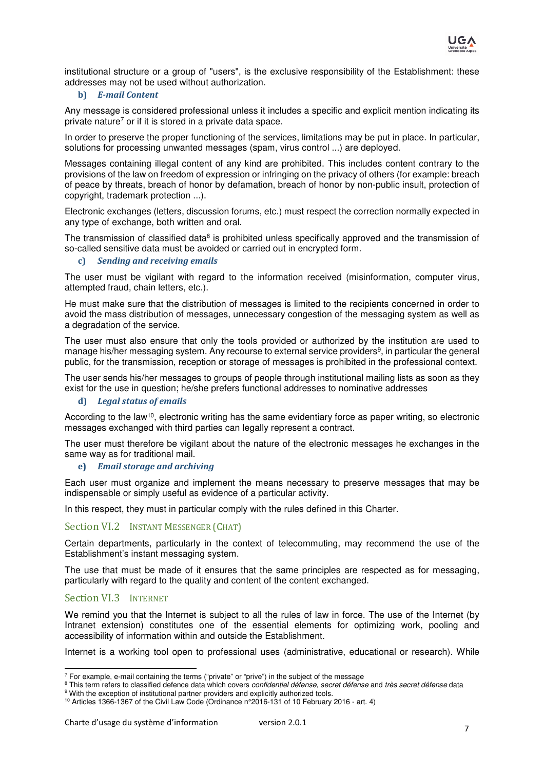institutional structure or a group of "users", is the exclusive responsibility of the Establishment: these addresses may not be used without authorization.

#### b) *E-mail Content*

Any message is considered professional unless it includes a specific and explicit mention indicating its private nature[7] or if it is stored in a private data space.

In order to preserve the proper functioning of the services, limitations may be put in place. In particular, solutions for processing unwanted messages (spam, virus control ...) are deployed.

Messages containing illegal content of any kind are prohibited. This includes content contrary to the provisions of the law on freedom of expression or infringing on the privacy of others (for example: breach of peace by threats, breach of honor by defamation, breach of honor by non-public insult, protection of copyright, trademark protection ...).

Electronic exchanges (letters, discussion forums, etc.) must respect the correction normally expected in any type of exchange, both written and oral.

The transmission of classified data[8] is prohibited unless specifically approved and the transmission of so-called sensitive data must be avoided or carried out in encrypted form.

#### c) *Sending and receiving emails*

The user must be vigilant with regard to the information received (misinformation, computer virus, attempted fraud, chain letters, etc.).

He must make sure that the distribution of messages is limited to the recipients concerned in order to avoid the mass distribution of messages, unnecessary congestion of the messaging system as well as a degradation of the service.

The user must also ensure that only the tools provided or authorized by the institution are used to manage his/her messaging system. Any recourse to external service providers[9], in particular the general public, for the transmission, reception or storage of messages is prohibited in the professional context.

The user sends his/her messages to groups of people through institutional mailing lists as soon as they exist for the use in question; he/she prefers functional addresses to nominative addresses

#### d) *Legal status of emails*

According to the law[10], electronic writing has the same evidentiary force as paper writing, so electronic messages exchanged with third parties can legally represent a contract.

The user must therefore be vigilant about the nature of the electronic messages he exchanges in the same way as for traditional mail.

#### e) *Email storage and archiving*

Each user must organize and implement the means necessary to preserve messages that may be indispensable or simply useful as evidence of a particular activity.

In this respect, they must in particular comply with the rules defined in this Charter.

### Section VI.2 Instant Messenger (Chat)

Certain departments, particularly in the context of telecommuting, may recommend the use of the Establishment's instant messaging system.

The use that must be made of it ensures that the same principles are respected as for messaging, particularly with regard to the quality and content of the content exchanged.

### Section VI.3 Internet

We remind you that the Internet is subject to all the rules of law in force. The use of the Internet (by Intranet extension) constitutes one of the essential elements for optimizing work, pooling and accessibility of information within and outside the Establishment.

Internet is a working tool open to professional uses (administrative, educational or research). While

---

[7] For example, e-mail containing the terms ("private" or "prive") in the subject of the message

[8] This term refers to classified defence data which covers *confidentiel défense*, *secret défense* and *très secret défense* data

[9] With the exception of institutional partner providers and explicitly authorized tools.

[10] Articles 1366-1367 of the Civil Law Code (Ordinance n°2016-131 of 10 February 2016 - art. 4)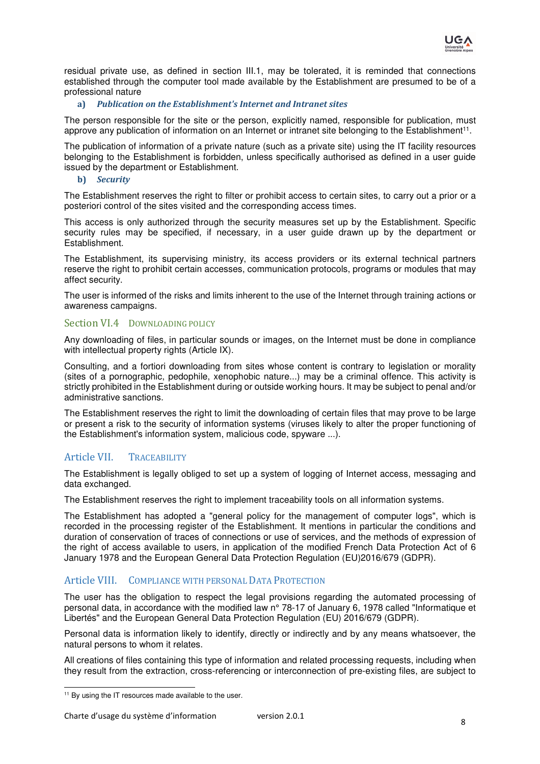residual private use, as defined in section III.1, may be tolerated, it is reminded that connections established through the computer tool made available by the Establishment are presumed to be of a professional nature

#### a) *Publication on the Establishment's Internet and Intranet sites*

The person responsible for the site or the person, explicitly named, responsible for publication, must approve any publication of information on an Internet or intranet site belonging to the Establishment[11].

The publication of information of a private nature (such as a private site) using the IT facility resources belonging to the Establishment is forbidden, unless specifically authorised as defined in a user guide issued by the department or Establishment.

#### b) *Security*

The Establishment reserves the right to filter or prohibit access to certain sites, to carry out a prior or a posteriori control of the sites visited and the corresponding access times.

This access is only authorized through the security measures set up by the Establishment. Specific security rules may be specified, if necessary, in a user guide drawn up by the department or Establishment.

The Establishment, its supervising ministry, its access providers or its external technical partners reserve the right to prohibit certain accesses, communication protocols, programs or modules that may affect security.

The user is informed of the risks and limits inherent to the use of the Internet through training actions or awareness campaigns.

### Section VI.4 Downloading policy

Any downloading of files, in particular sounds or images, on the Internet must be done in compliance with intellectual property rights (Article IX).

Consulting, and a fortiori downloading from sites whose content is contrary to legislation or morality (sites of a pornographic, pedophile, xenophobic nature...) may be a criminal offence. This activity is strictly prohibited in the Establishment during or outside working hours. It may be subject to penal and/or administrative sanctions.

The Establishment reserves the right to limit the downloading of certain files that may prove to be large or present a risk to the security of information systems (viruses likely to alter the proper functioning of the Establishment's information system, malicious code, spyware ...).

## Article VII. Traceability

The Establishment is legally obliged to set up a system of logging of Internet access, messaging and data exchanged.

The Establishment reserves the right to implement traceability tools on all information systems.

The Establishment has adopted a "general policy for the management of computer logs", which is recorded in the processing register of the Establishment. It mentions in particular the conditions and duration of conservation of traces of connections or use of services, and the methods of expression of the right of access available to users, in application of the modified French Data Protection Act of 6 January 1978 and the European General Data Protection Regulation (EU)2016/679 (GDPR).

## Article VIII. Compliance with personal Data Protection

The user has the obligation to respect the legal provisions regarding the automated processing of personal data, in accordance with the modified law n° 78-17 of January 6, 1978 called "Informatique et Libertés" and the European General Data Protection Regulation (EU) 2016/679 (GDPR).

Personal data is information likely to identify, directly or indirectly and by any means whatsoever, the natural persons to whom it relates.

All creations of files containing this type of information and related processing requests, including when they result from the extraction, cross-referencing or interconnection of pre-existing files, are subject to

[11] By using the IT resources made available to the user.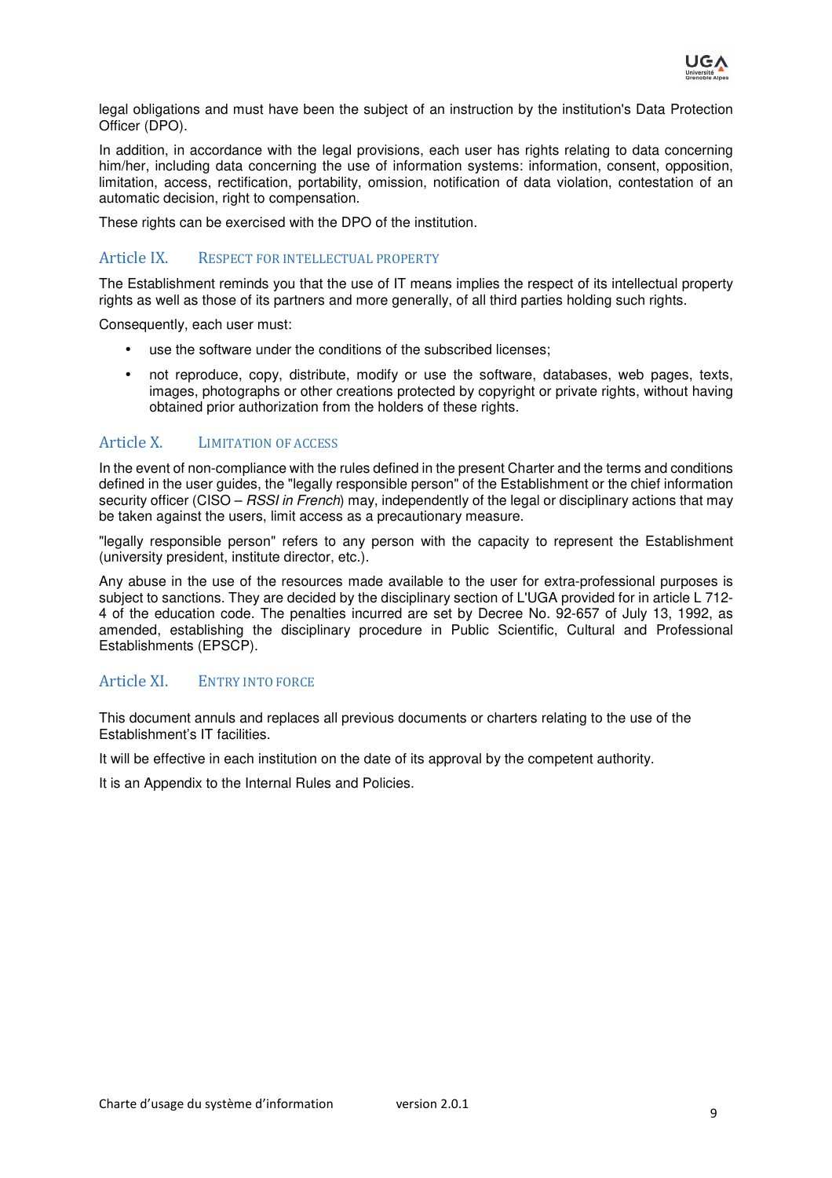legal obligations and must have been the subject of an instruction by the institution's Data Protection Officer (DPO).

In addition, in accordance with the legal provisions, each user has rights relating to data concerning him/her, including data concerning the use of information systems: information, consent, opposition, limitation, access, rectification, portability, omission, notification of data violation, contestation of an automatic decision, right to compensation.

These rights can be exercised with the DPO of the institution.

## Article IX. Respect for intellectual property

The Establishment reminds you that the use of IT means implies the respect of its intellectual property rights as well as those of its partners and more generally, of all third parties holding such rights.

Consequently, each user must:

- use the software under the conditions of the subscribed licenses;
- not reproduce, copy, distribute, modify or use the software, databases, web pages, texts, images, photographs or other creations protected by copyright or private rights, without having obtained prior authorization from the holders of these rights.

## Article X. Limitation of access

In the event of non-compliance with the rules defined in the present Charter and the terms and conditions defined in the user guides, the "legally responsible person" of the Establishment or the chief information security officer (CISO – *RSSI in French*) may, independently of the legal or disciplinary actions that may be taken against the users, limit access as a precautionary measure.

"legally responsible person" refers to any person with the capacity to represent the Establishment (university president, institute director, etc.).

Any abuse in the use of the resources made available to the user for extra-professional purposes is subject to sanctions. They are decided by the disciplinary section of L'UGA provided for in article L 712-4 of the education code. The penalties incurred are set by Decree No. 92-657 of July 13, 1992, as amended, establishing the disciplinary procedure in Public Scientific, Cultural and Professional Establishments (EPSCP).

## Article XI. Entry into force

This document annuls and replaces all previous documents or charters relating to the use of the Establishment's IT facilities.

It will be effective in each institution on the date of its approval by the competent authority.

It is an Appendix to the Internal Rules and Policies.